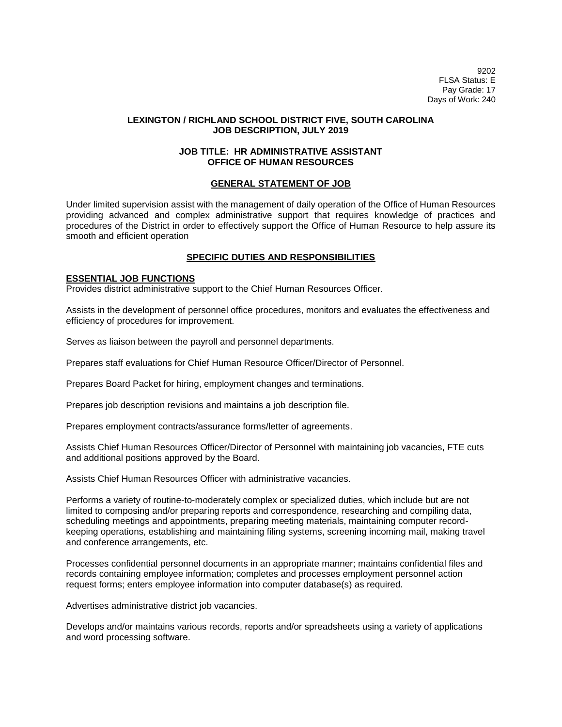9202
FLSA Status: E
Pay Grade: 17
Days of Work: 240

**LEXINGTON / RICHLAND SCHOOL DISTRICT FIVE, SOUTH CAROLINA**
**JOB DESCRIPTION, JULY 2019**

**JOB TITLE: HR ADMINISTRATIVE ASSISTANT**
**OFFICE OF HUMAN RESOURCES**

## GENERAL STATEMENT OF JOB

Under limited supervision assist with the management of daily operation of the Office of Human Resources providing advanced and complex administrative support that requires knowledge of practices and procedures of the District in order to effectively support the Office of Human Resource to help assure its smooth and efficient operation

## SPECIFIC DUTIES AND RESPONSIBILITIES

### ESSENTIAL JOB FUNCTIONS

Provides district administrative support to the Chief Human Resources Officer.

Assists in the development of personnel office procedures, monitors and evaluates the effectiveness and efficiency of procedures for improvement.

Serves as liaison between the payroll and personnel departments.

Prepares staff evaluations for Chief Human Resource Officer/Director of Personnel.

Prepares Board Packet for hiring, employment changes and terminations.

Prepares job description revisions and maintains a job description file.

Prepares employment contracts/assurance forms/letter of agreements.

Assists Chief Human Resources Officer/Director of Personnel with maintaining job vacancies, FTE cuts and additional positions approved by the Board.

Assists Chief Human Resources Officer with administrative vacancies.

Performs a variety of routine-to-moderately complex or specialized duties, which include but are not limited to composing and/or preparing reports and correspondence, researching and compiling data, scheduling meetings and appointments, preparing meeting materials, maintaining computer record-keeping operations, establishing and maintaining filing systems, screening incoming mail, making travel and conference arrangements, etc.

Processes confidential personnel documents in an appropriate manner; maintains confidential files and records containing employee information; completes and processes employment personnel action request forms; enters employee information into computer database(s) as required.

Advertises administrative district job vacancies.

Develops and/or maintains various records, reports and/or spreadsheets using a variety of applications and word processing software.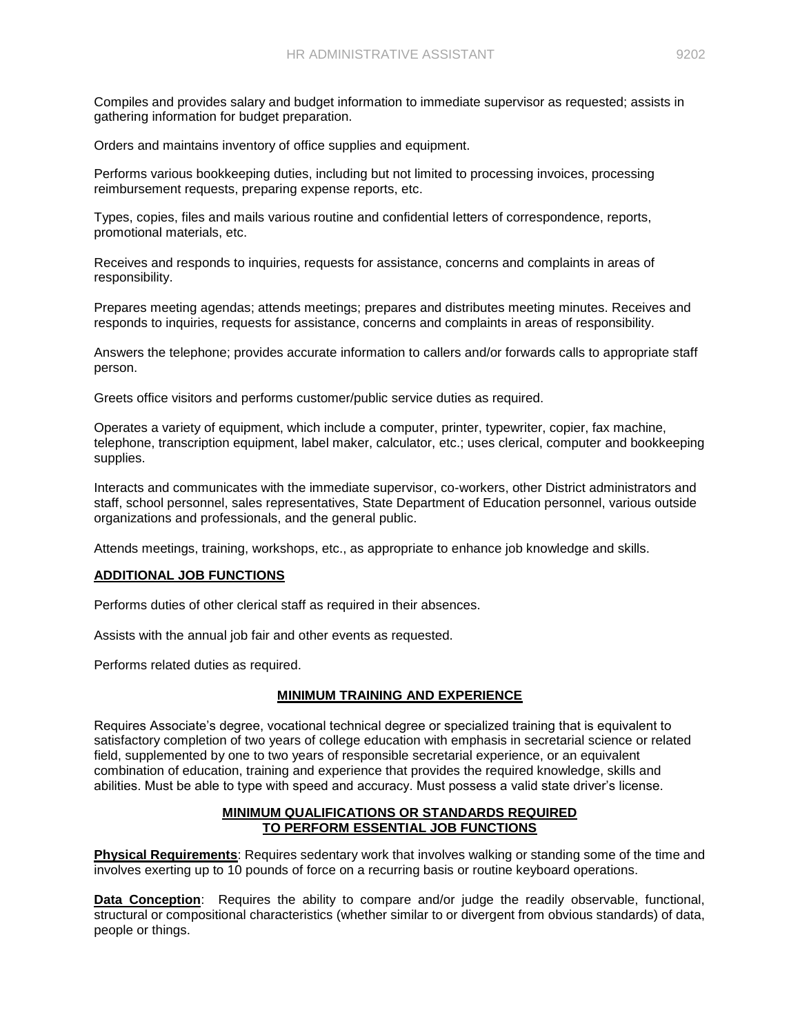Compiles and provides salary and budget information to immediate supervisor as requested; assists in gathering information for budget preparation.

Orders and maintains inventory of office supplies and equipment.

Performs various bookkeeping duties, including but not limited to processing invoices, processing reimbursement requests, preparing expense reports, etc.

Types, copies, files and mails various routine and confidential letters of correspondence, reports, promotional materials, etc.

Receives and responds to inquiries, requests for assistance, concerns and complaints in areas of responsibility.

Prepares meeting agendas; attends meetings; prepares and distributes meeting minutes. Receives and responds to inquiries, requests for assistance, concerns and complaints in areas of responsibility.

Answers the telephone; provides accurate information to callers and/or forwards calls to appropriate staff person.

Greets office visitors and performs customer/public service duties as required.

Operates a variety of equipment, which include a computer, printer, typewriter, copier, fax machine, telephone, transcription equipment, label maker, calculator, etc.; uses clerical, computer and bookkeeping supplies.

Interacts and communicates with the immediate supervisor, co-workers, other District administrators and staff, school personnel, sales representatives, State Department of Education personnel, various outside organizations and professionals, and the general public.

Attends meetings, training, workshops, etc., as appropriate to enhance job knowledge and skills.

### ADDITIONAL JOB FUNCTIONS

Performs duties of other clerical staff as required in their absences.

Assists with the annual job fair and other events as requested.

Performs related duties as required.

## MINIMUM TRAINING AND EXPERIENCE

Requires Associate's degree, vocational technical degree or specialized training that is equivalent to satisfactory completion of two years of college education with emphasis in secretarial science or related field, supplemented by one to two years of responsible secretarial experience, or an equivalent combination of education, training and experience that provides the required knowledge, skills and abilities. Must be able to type with speed and accuracy. Must possess a valid state driver's license.

## MINIMUM QUALIFICATIONS OR STANDARDS REQUIRED TO PERFORM ESSENTIAL JOB FUNCTIONS

**Physical Requirements**: Requires sedentary work that involves walking or standing some of the time and involves exerting up to 10 pounds of force on a recurring basis or routine keyboard operations.

**Data Conception**: Requires the ability to compare and/or judge the readily observable, functional, structural or compositional characteristics (whether similar to or divergent from obvious standards) of data, people or things.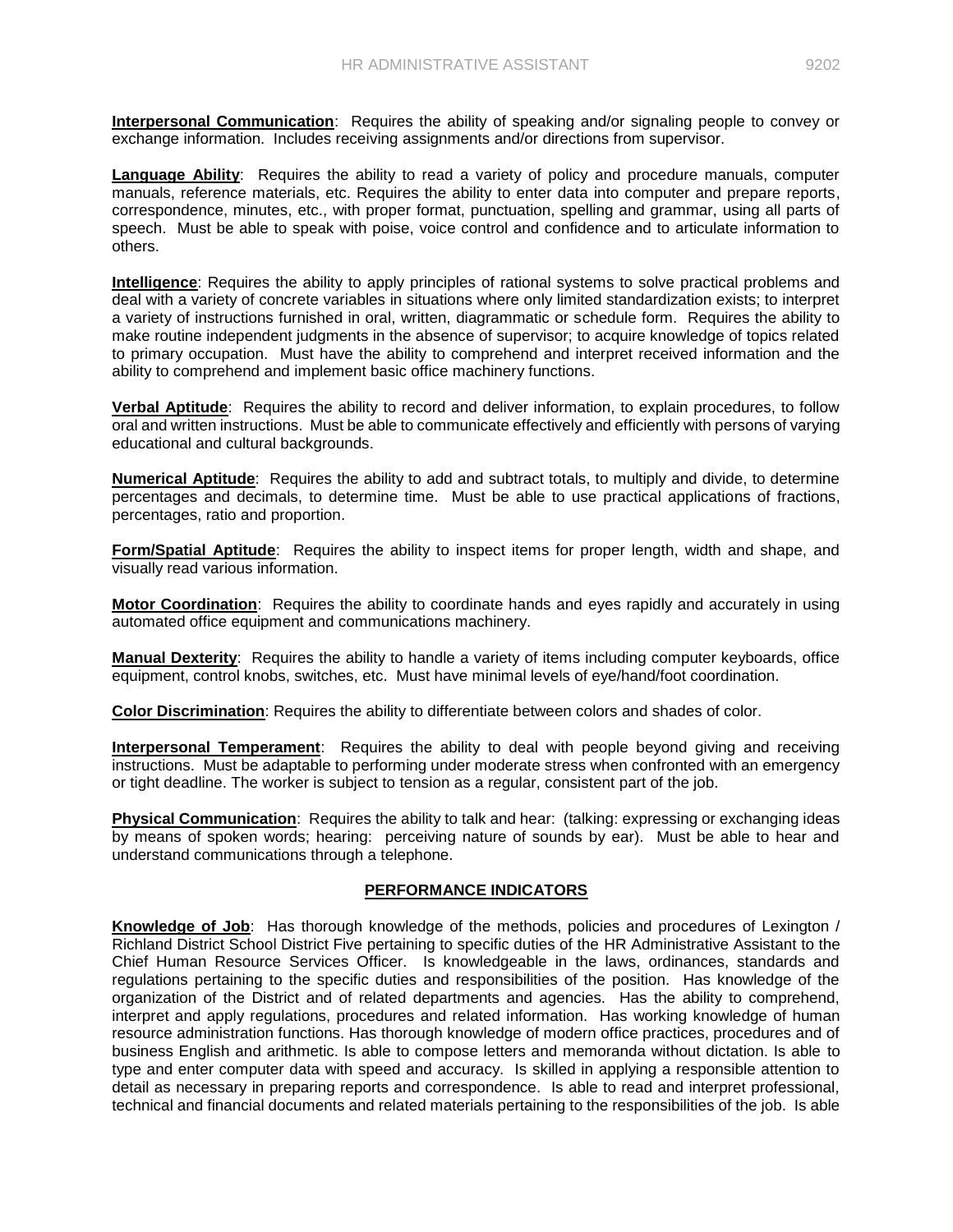**Interpersonal Communication**: Requires the ability of speaking and/or signaling people to convey or exchange information. Includes receiving assignments and/or directions from supervisor.

**Language Ability**: Requires the ability to read a variety of policy and procedure manuals, computer manuals, reference materials, etc. Requires the ability to enter data into computer and prepare reports, correspondence, minutes, etc., with proper format, punctuation, spelling and grammar, using all parts of speech. Must be able to speak with poise, voice control and confidence and to articulate information to others.

**Intelligence**: Requires the ability to apply principles of rational systems to solve practical problems and deal with a variety of concrete variables in situations where only limited standardization exists; to interpret a variety of instructions furnished in oral, written, diagrammatic or schedule form. Requires the ability to make routine independent judgments in the absence of supervisor; to acquire knowledge of topics related to primary occupation. Must have the ability to comprehend and interpret received information and the ability to comprehend and implement basic office machinery functions.

**Verbal Aptitude**: Requires the ability to record and deliver information, to explain procedures, to follow oral and written instructions. Must be able to communicate effectively and efficiently with persons of varying educational and cultural backgrounds.

**Numerical Aptitude**: Requires the ability to add and subtract totals, to multiply and divide, to determine percentages and decimals, to determine time. Must be able to use practical applications of fractions, percentages, ratio and proportion.

**Form/Spatial Aptitude**: Requires the ability to inspect items for proper length, width and shape, and visually read various information.

**Motor Coordination**: Requires the ability to coordinate hands and eyes rapidly and accurately in using automated office equipment and communications machinery.

**Manual Dexterity**: Requires the ability to handle a variety of items including computer keyboards, office equipment, control knobs, switches, etc. Must have minimal levels of eye/hand/foot coordination.

**Color Discrimination**: Requires the ability to differentiate between colors and shades of color.

**Interpersonal Temperament**: Requires the ability to deal with people beyond giving and receiving instructions. Must be adaptable to performing under moderate stress when confronted with an emergency or tight deadline. The worker is subject to tension as a regular, consistent part of the job.

**Physical Communication**: Requires the ability to talk and hear: (talking: expressing or exchanging ideas by means of spoken words; hearing: perceiving nature of sounds by ear). Must be able to hear and understand communications through a telephone.

## PERFORMANCE INDICATORS

**Knowledge of Job**: Has thorough knowledge of the methods, policies and procedures of Lexington / Richland District School District Five pertaining to specific duties of the HR Administrative Assistant to the Chief Human Resource Services Officer. Is knowledgeable in the laws, ordinances, standards and regulations pertaining to the specific duties and responsibilities of the position. Has knowledge of the organization of the District and of related departments and agencies. Has the ability to comprehend, interpret and apply regulations, procedures and related information. Has working knowledge of human resource administration functions. Has thorough knowledge of modern office practices, procedures and of business English and arithmetic. Is able to compose letters and memoranda without dictation. Is able to type and enter computer data with speed and accuracy. Is skilled in applying a responsible attention to detail as necessary in preparing reports and correspondence. Is able to read and interpret professional, technical and financial documents and related materials pertaining to the responsibilities of the job. Is able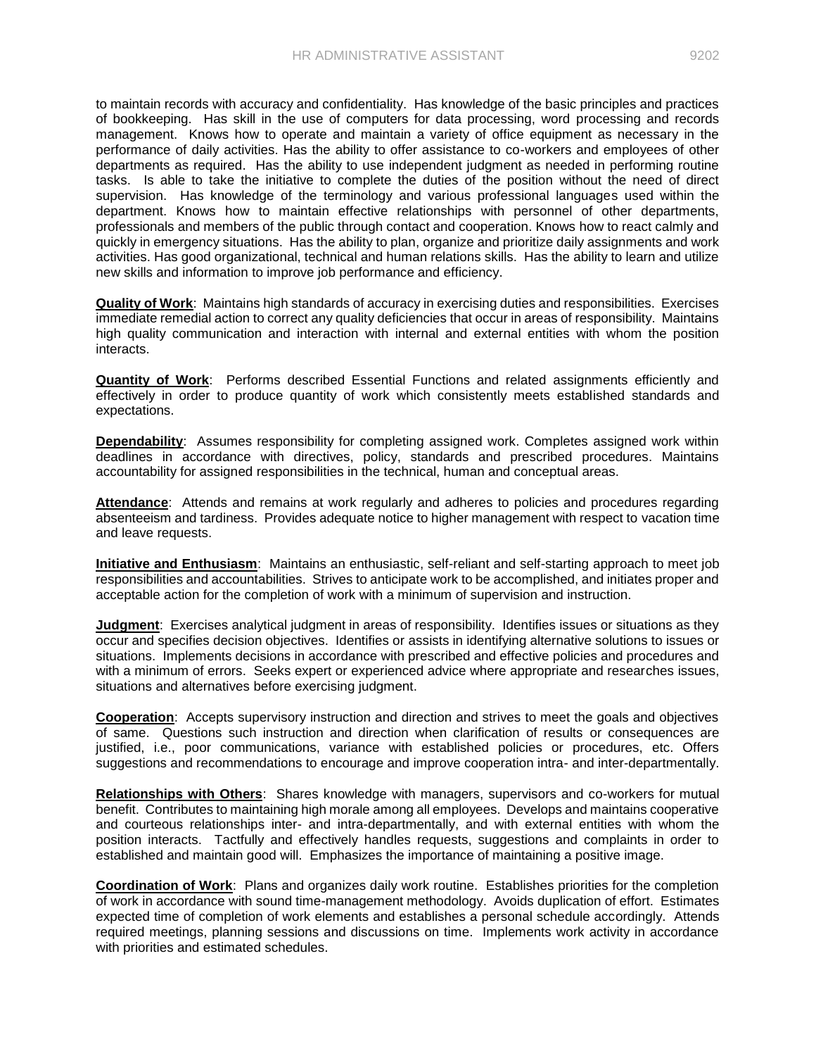to maintain records with accuracy and confidentiality. Has knowledge of the basic principles and practices of bookkeeping. Has skill in the use of computers for data processing, word processing and records management. Knows how to operate and maintain a variety of office equipment as necessary in the performance of daily activities. Has the ability to offer assistance to co-workers and employees of other departments as required. Has the ability to use independent judgment as needed in performing routine tasks. Is able to take the initiative to complete the duties of the position without the need of direct supervision. Has knowledge of the terminology and various professional languages used within the department. Knows how to maintain effective relationships with personnel of other departments, professionals and members of the public through contact and cooperation. Knows how to react calmly and quickly in emergency situations. Has the ability to plan, organize and prioritize daily assignments and work activities. Has good organizational, technical and human relations skills. Has the ability to learn and utilize new skills and information to improve job performance and efficiency.

**Quality of Work**: Maintains high standards of accuracy in exercising duties and responsibilities. Exercises immediate remedial action to correct any quality deficiencies that occur in areas of responsibility. Maintains high quality communication and interaction with internal and external entities with whom the position interacts.

**Quantity of Work**: Performs described Essential Functions and related assignments efficiently and effectively in order to produce quantity of work which consistently meets established standards and expectations.

**Dependability**: Assumes responsibility for completing assigned work. Completes assigned work within deadlines in accordance with directives, policy, standards and prescribed procedures. Maintains accountability for assigned responsibilities in the technical, human and conceptual areas.

**Attendance**: Attends and remains at work regularly and adheres to policies and procedures regarding absenteeism and tardiness. Provides adequate notice to higher management with respect to vacation time and leave requests.

**Initiative and Enthusiasm**: Maintains an enthusiastic, self-reliant and self-starting approach to meet job responsibilities and accountabilities. Strives to anticipate work to be accomplished, and initiates proper and acceptable action for the completion of work with a minimum of supervision and instruction.

**Judgment**: Exercises analytical judgment in areas of responsibility. Identifies issues or situations as they occur and specifies decision objectives. Identifies or assists in identifying alternative solutions to issues or situations. Implements decisions in accordance with prescribed and effective policies and procedures and with a minimum of errors. Seeks expert or experienced advice where appropriate and researches issues, situations and alternatives before exercising judgment.

**Cooperation**: Accepts supervisory instruction and direction and strives to meet the goals and objectives of same. Questions such instruction and direction when clarification of results or consequences are justified, i.e., poor communications, variance with established policies or procedures, etc. Offers suggestions and recommendations to encourage and improve cooperation intra- and inter-departmentally.

**Relationships with Others**: Shares knowledge with managers, supervisors and co-workers for mutual benefit. Contributes to maintaining high morale among all employees. Develops and maintains cooperative and courteous relationships inter- and intra-departmentally, and with external entities with whom the position interacts. Tactfully and effectively handles requests, suggestions and complaints in order to established and maintain good will. Emphasizes the importance of maintaining a positive image.

**Coordination of Work**: Plans and organizes daily work routine. Establishes priorities for the completion of work in accordance with sound time-management methodology. Avoids duplication of effort. Estimates expected time of completion of work elements and establishes a personal schedule accordingly. Attends required meetings, planning sessions and discussions on time. Implements work activity in accordance with priorities and estimated schedules.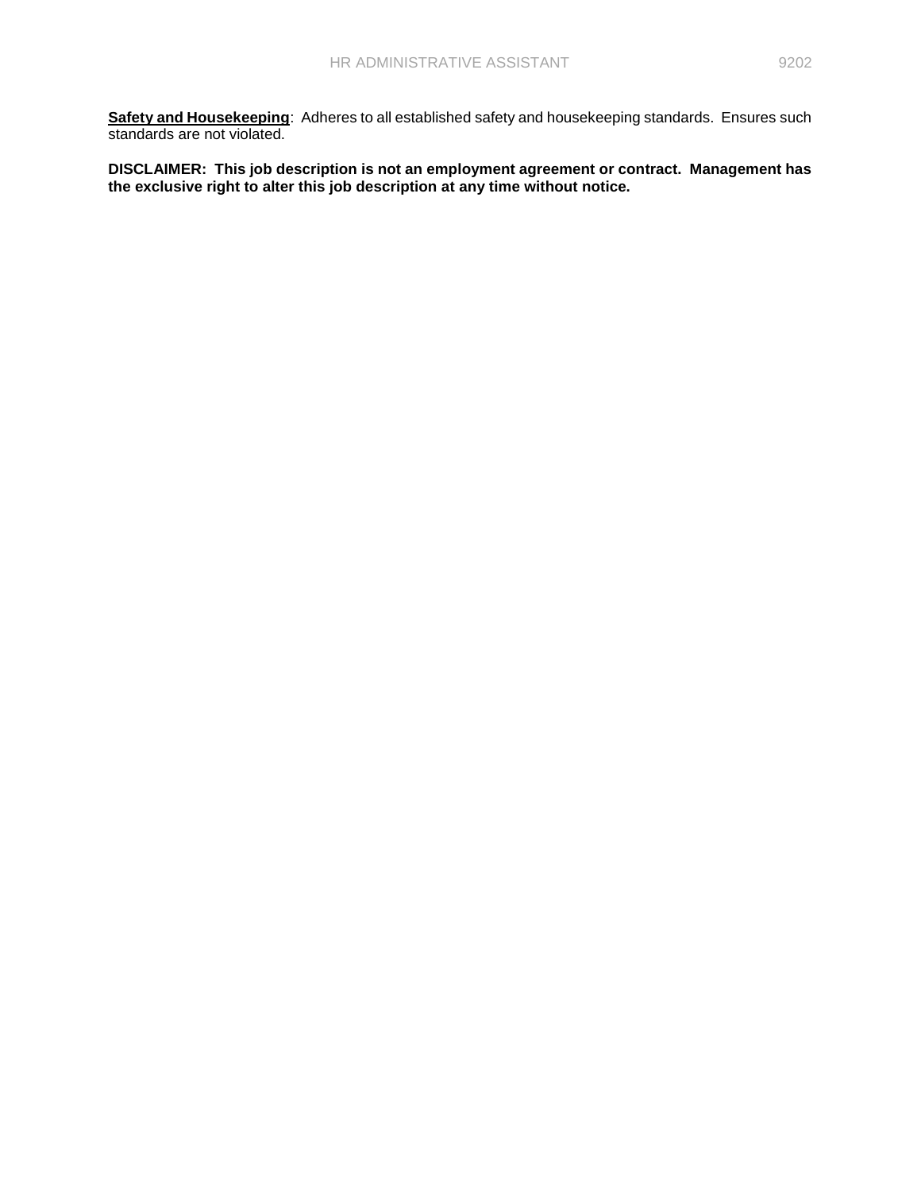**Safety and Housekeeping**: Adheres to all established safety and housekeeping standards. Ensures such standards are not violated.

**DISCLAIMER: This job description is not an employment agreement or contract. Management has the exclusive right to alter this job description at any time without notice.**